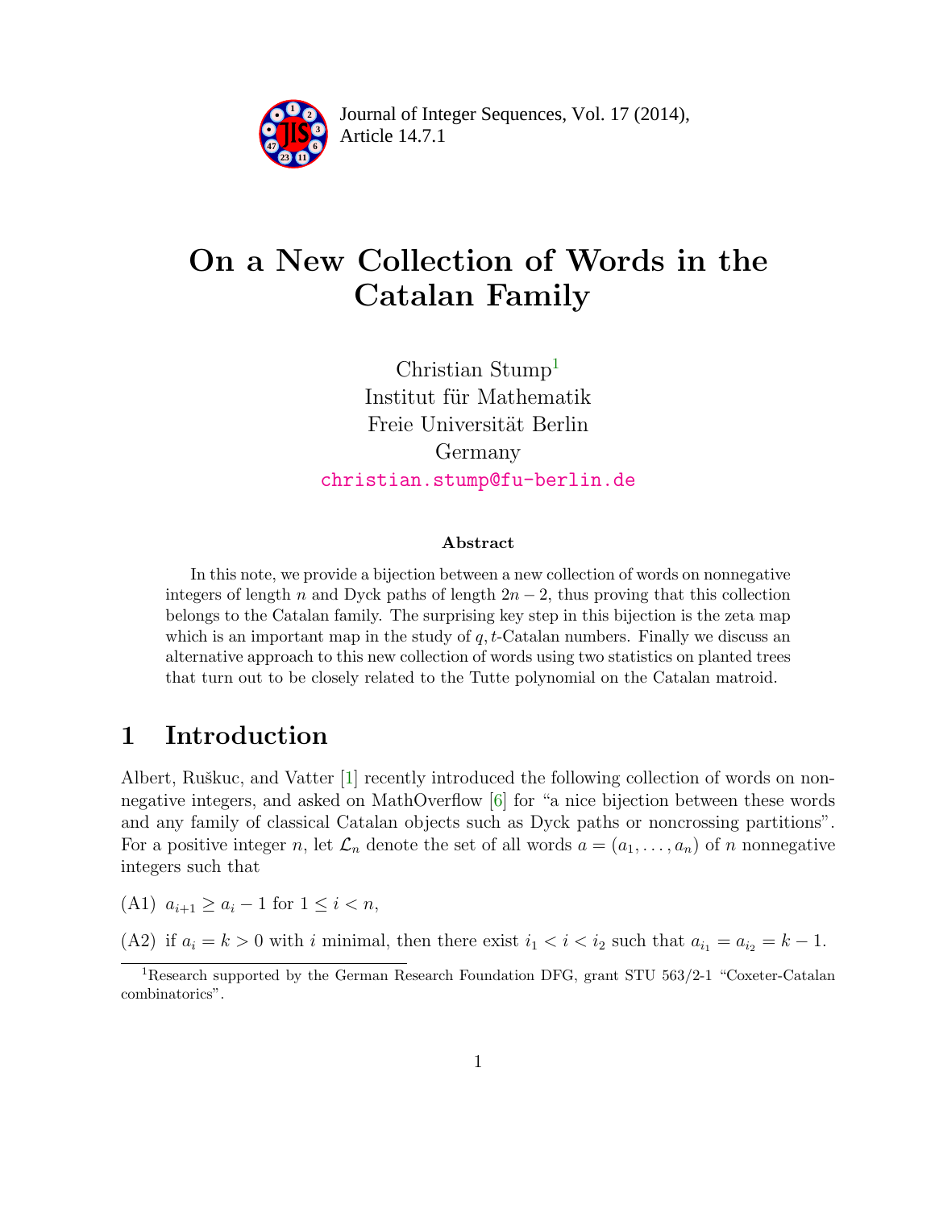# On a New Collection of Words in the Catalan Family

Christian Stump[1]
Institut für Mathematik
Freie Universität Berlin
Germany
christian.stump@fu-berlin.de

### Abstract

In this note, we provide a bijection between a new collection of words on nonnegative integers of length $n$ and Dyck paths of length $2n-2$, thus proving that this collection belongs to the Catalan family. The surprising key step in this bijection is the zeta map which is an important map in the study of $q,t$-Catalan numbers. Finally we discuss an alternative approach to this new collection of words using two statistics on planted trees that turn out to be closely related to the Tutte polynomial on the Catalan matroid.

## 1 Introduction

Albert, Ruškuc, and Vatter [1] recently introduced the following collection of words on nonnegative integers, and asked on MathOverflow [6] for "a nice bijection between these words and any family of classical Catalan objects such as Dyck paths or noncrossing partitions". For a positive integer $n$, let $\mathcal{L}_n$ denote the set of all words $a = (a_1, \ldots, a_n)$ of $n$ nonnegative integers such that

(A1) $a_{i+1} \geq a_i - 1$ for $1 \leq i < n$,

(A2) if $a_i = k > 0$ with $i$ minimal, then there exist $i_1 < i < i_2$ such that $a_{i_1} = a_{i_2} = k - 1$.

[1] Research supported by the German Research Foundation DFG, grant STU 563/2-1 "Coxeter-Catalan combinatorics".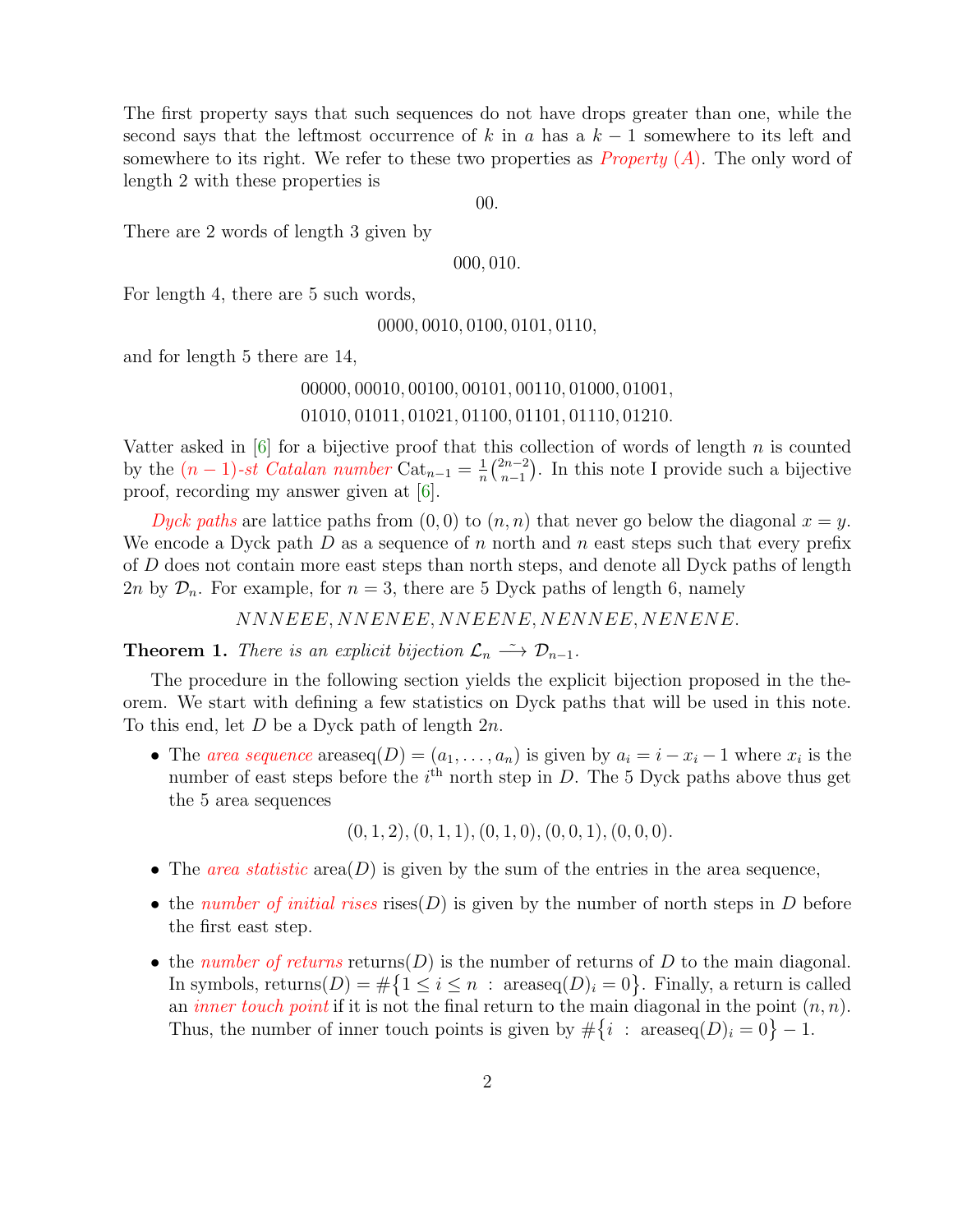The first property says that such sequences do not have drops greater than one, while the second says that the leftmost occurrence of $k$ in $a$ has a $k-1$ somewhere to its left and somewhere to its right. We refer to these two properties as *Property (A)*. The only word of length 2 with these properties is

$$00.$$

There are 2 words of length 3 given by

$$000, 010.$$

For length 4, there are 5 such words,

$$0000, 0010, 0100, 0101, 0110,$$

and for length 5 there are 14,

$$00000, 00010, 00100, 00101, 00110, 01000, 01001,$$
$$01010, 01011, 01021, 01100, 01101, 01110, 01210.$$

Vatter asked in [6] for a bijective proof that this collection of words of length $n$ is counted by the *$(n-1)$-st Catalan number* $\mathrm{Cat}_{n-1} = \frac{1}{n}\binom{2n-2}{n-1}$. In this note I provide such a bijective proof, recording my answer given at [6].

*Dyck paths* are lattice paths from $(0,0)$ to $(n,n)$ that never go below the diagonal $x = y$. We encode a Dyck path $D$ as a sequence of $n$ north and $n$ east steps such that every prefix of $D$ does not contain more east steps than north steps, and denote all Dyck paths of length $2n$ by $\mathcal{D}_n$. For example, for $n = 3$, there are 5 Dyck paths of length 6, namely

$$NNNEEE, NNENEE, NNEENE, NENNEE, NENENE.$$

**Theorem 1.** *There is an explicit bijection $\mathcal{L}_n \xrightarrow{\sim} \mathcal{D}_{n-1}$.*

The procedure in the following section yields the explicit bijection proposed in the theorem. We start with defining a few statistics on Dyck paths that will be used in this note. To this end, let $D$ be a Dyck path of length $2n$.

- The *area sequence* $\mathrm{areaseq}(D) = (a_1, \ldots, a_n)$ is given by $a_i = i - x_i - 1$ where $x_i$ is the number of east steps before the $i^{\text{th}}$ north step in $D$. The 5 Dyck paths above thus get the 5 area sequences

$$(0,1,2), (0,1,1), (0,1,0), (0,0,1), (0,0,0).$$

- The *area statistic* $\mathrm{area}(D)$ is given by the sum of the entries in the area sequence,
- the *number of initial rises* $\mathrm{rises}(D)$ is given by the number of north steps in $D$ before the first east step.
- the *number of returns* $\mathrm{returns}(D)$ is the number of returns of $D$ to the main diagonal. In symbols, $\mathrm{returns}(D) = \#\{1 \leq i \leq n \ : \ \mathrm{areaseq}(D)_i = 0\}$. Finally, a return is called an *inner touch point* if it is not the final return to the main diagonal in the point $(n,n)$. Thus, the number of inner touch points is given by $\#\{i \ : \ \mathrm{areaseq}(D)_i = 0\} - 1$.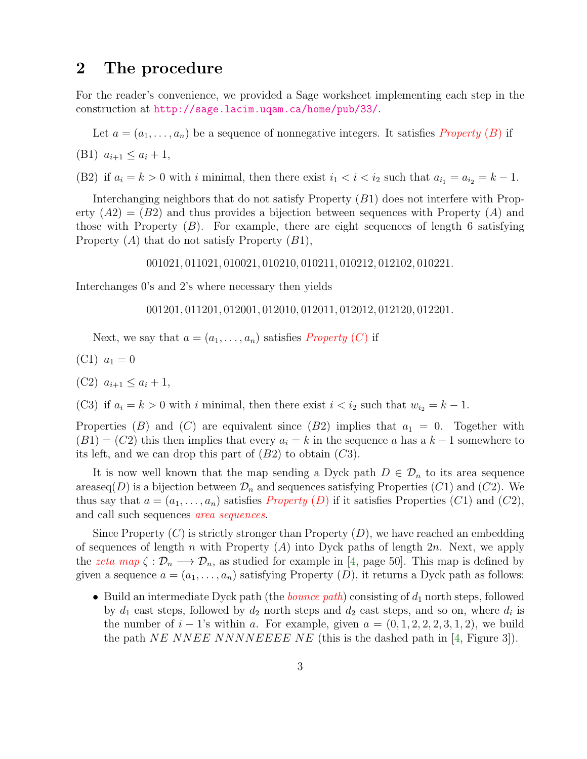## 2 The procedure

For the reader's convenience, we provided a Sage worksheet implementing each step in the construction at http://sage.lacim.uqam.ca/home/pub/33/.

Let $a = (a_1, \ldots, a_n)$ be a sequence of nonnegative integers. It satisfies *Property (B)* if

(B1) $a_{i+1} \leq a_i + 1$,

(B2) if $a_i = k > 0$ with $i$ minimal, then there exist $i_1 < i < i_2$ such that $a_{i_1} = a_{i_2} = k - 1$.

Interchanging neighbors that do not satisfy Property $(B1)$ does not interfere with Property $(A2) = (B2)$ and thus provides a bijection between sequences with Property $(A)$ and those with Property $(B)$. For example, there are eight sequences of length 6 satisfying Property $(A)$ that do not satisfy Property $(B1)$,

$$001021, 011021, 010021, 010210, 010211, 010212, 012102, 010221.$$

Interchanges 0's and 2's where necessary then yields

$$001201, 011201, 012001, 012010, 012011, 012012, 012120, 012201.$$

Next, we say that $a = (a_1, \ldots, a_n)$ satisfies *Property (C)* if

(C1) $a_1 = 0$

(C2) $a_{i+1} \leq a_i + 1$,

(C3) if $a_i = k > 0$ with $i$ minimal, then there exist $i < i_2$ such that $w_{i_2} = k - 1$.

Properties $(B)$ and $(C)$ are equivalent since $(B2)$ implies that $a_1 = 0$. Together with $(B1) = (C2)$ this then implies that every $a_i = k$ in the sequence $a$ has a $k-1$ somewhere to its left, and we can drop this part of $(B2)$ to obtain $(C3)$.

It is now well known that the map sending a Dyck path $D \in \mathcal{D}_n$ to its area sequence $\text{areaseq}(D)$ is a bijection between $\mathcal{D}_n$ and sequences satisfying Properties $(C1)$ and $(C2)$. We thus say that $a = (a_1, \ldots, a_n)$ satisfies *Property (D)* if it satisfies Properties $(C1)$ and $(C2)$, and call such sequences *area sequences*.

Since Property $(C)$ is strictly stronger than Property $(D)$, we have reached an embedding of sequences of length $n$ with Property $(A)$ into Dyck paths of length $2n$. Next, we apply the *zeta map* $\zeta : \mathcal{D}_n \longrightarrow \mathcal{D}_n$, as studied for example in [4, page 50]. This map is defined by given a sequence $a = (a_1, \ldots, a_n)$ satisfying Property $(D)$, it returns a Dyck path as follows:

- Build an intermediate Dyck path (the *bounce path*) consisting of $d_1$ north steps, followed by $d_1$ east steps, followed by $d_2$ north steps and $d_2$ east steps, and so on, where $d_i$ is the number of $i-1$'s within $a$. For example, given $a = (0, 1, 2, 2, 2, 3, 1, 2)$, we build the path $NE\ NNEE\ NNNNEEEE\ NE$ (this is the dashed path in [4, Figure 3]).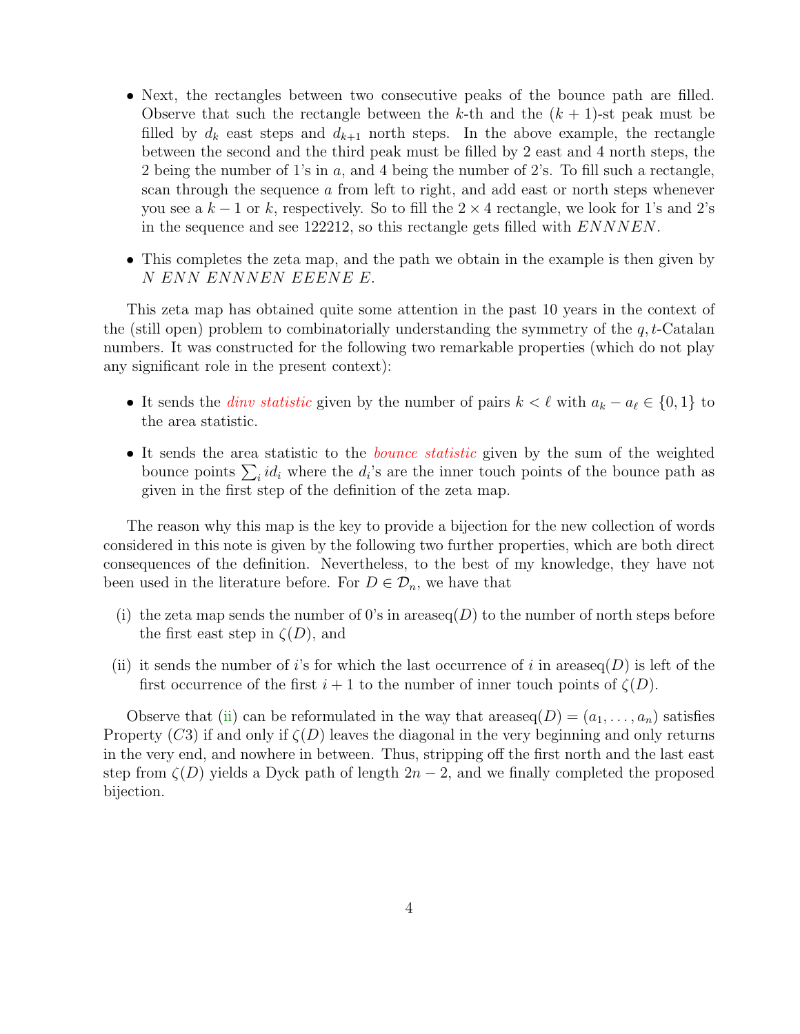- Next, the rectangles between two consecutive peaks of the bounce path are filled. Observe that such the rectangle between the $k$-th and the $(k+1)$-st peak must be filled by $d_k$ east steps and $d_{k+1}$ north steps. In the above example, the rectangle between the second and the third peak must be filled by 2 east and 4 north steps, the 2 being the number of 1's in $a$, and 4 being the number of 2's. To fill such a rectangle, scan through the sequence $a$ from left to right, and add east or north steps whenever you see a $k-1$ or $k$, respectively. So to fill the $2 \times 4$ rectangle, we look for 1's and 2's in the sequence and see 122212, so this rectangle gets filled with $ENNNEN$.

- This completes the zeta map, and the path we obtain in the example is then given by $N\ ENN\ ENNNEN\ EEENE\ E$.

This zeta map has obtained quite some attention in the past 10 years in the context of the (still open) problem to combinatorially understanding the symmetry of the $q,t$-Catalan numbers. It was constructed for the following two remarkable properties (which do not play any significant role in the present context):

- It sends the *dinv statistic* given by the number of pairs $k < \ell$ with $a_k - a_\ell \in \{0,1\}$ to the area statistic.

- It sends the area statistic to the *bounce statistic* given by the sum of the weighted bounce points $\sum_i id_i$ where the $d_i$'s are the inner touch points of the bounce path as given in the first step of the definition of the zeta map.

The reason why this map is the key to provide a bijection for the new collection of words considered in this note is given by the following two further properties, which are both direct consequences of the definition. Nevertheless, to the best of my knowledge, they have not been used in the literature before. For $D \in \mathcal{D}_n$, we have that

(i) the zeta map sends the number of 0's in $\operatorname{areaseq}(D)$ to the number of north steps before the first east step in $\zeta(D)$, and

(ii) it sends the number of $i$'s for which the last occurrence of $i$ in $\operatorname{areaseq}(D)$ is left of the first occurrence of the first $i+1$ to the number of inner touch points of $\zeta(D)$.

Observe that (ii) can be reformulated in the way that $\operatorname{areaseq}(D) = (a_1, \ldots, a_n)$ satisfies Property $(C3)$ if and only if $\zeta(D)$ leaves the diagonal in the very beginning and only returns in the very end, and nowhere in between. Thus, stripping off the first north and the last east step from $\zeta(D)$ yields a Dyck path of length $2n-2$, and we finally completed the proposed bijection.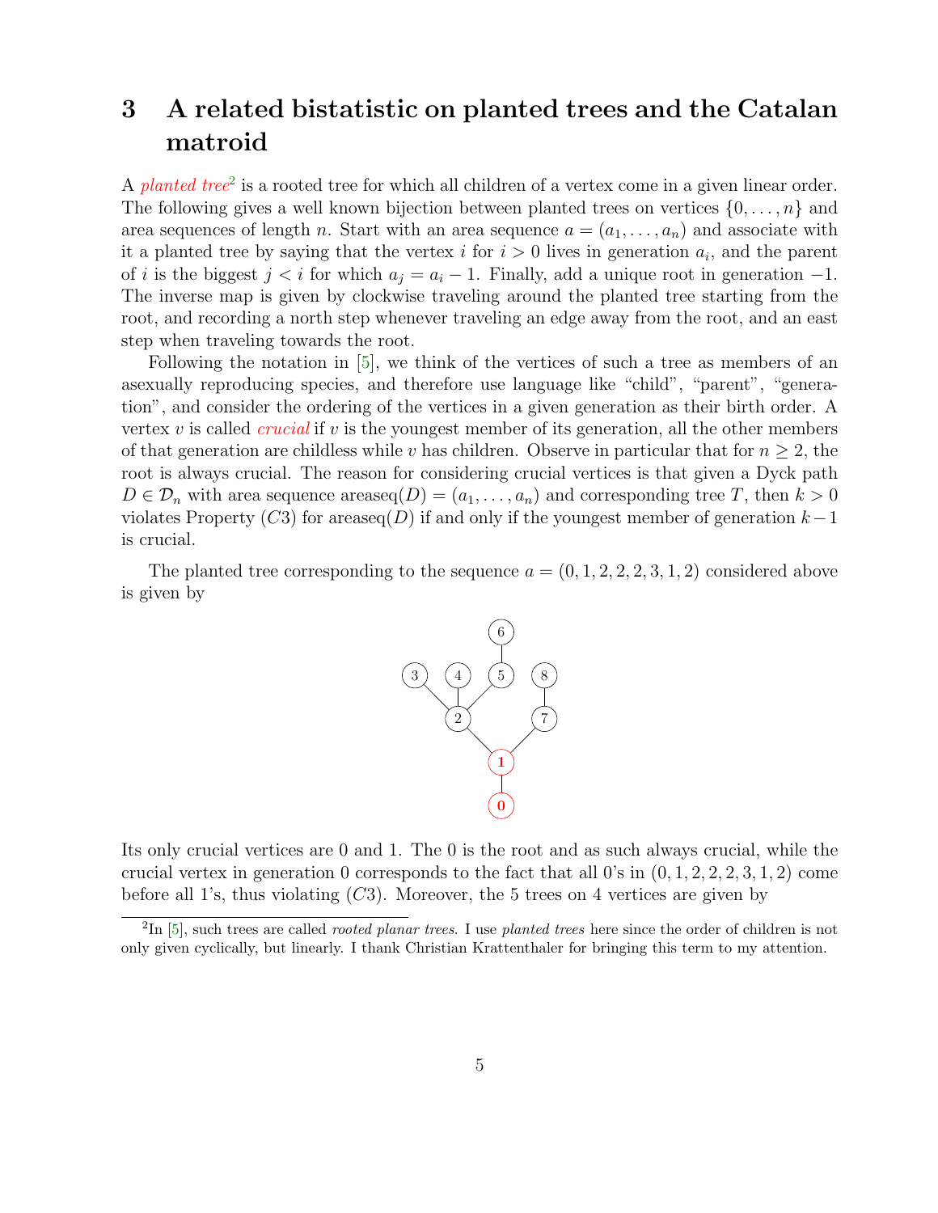# 3 A related bistatistic on planted trees and the Catalan matroid

A *planted tree*[2] is a rooted tree for which all children of a vertex come in a given linear order. The following gives a well known bijection between planted trees on vertices $\{0, \ldots, n\}$ and area sequences of length $n$. Start with an area sequence $a = (a_1, \ldots, a_n)$ and associate with it a planted tree by saying that the vertex $i$ for $i > 0$ lives in generation $a_i$, and the parent of $i$ is the biggest $j < i$ for which $a_j = a_i - 1$. Finally, add a unique root in generation $-1$. The inverse map is given by clockwise traveling around the planted tree starting from the root, and recording a north step whenever traveling an edge away from the root, and an east step when traveling towards the root.

Following the notation in [5], we think of the vertices of such a tree as members of an asexually reproducing species, and therefore use language like "child", "parent", "generation", and consider the ordering of the vertices in a given generation as their birth order. A vertex $v$ is called *crucial* if $v$ is the youngest member of its generation, all the other members of that generation are childless while $v$ has children. Observe in particular that for $n \geq 2$, the root is always crucial. The reason for considering crucial vertices is that given a Dyck path $D \in \mathcal{D}_n$ with area sequence $\text{areaseq}(D) = (a_1, \ldots, a_n)$ and corresponding tree $T$, then $k > 0$ violates Property $(C3)$ for $\text{areaseq}(D)$ if and only if the youngest member of generation $k-1$ is crucial.

The planted tree corresponding to the sequence $a = (0, 1, 2, 2, 2, 3, 1, 2)$ considered above is given by

Its only crucial vertices are 0 and 1. The 0 is the root and as such always crucial, while the crucial vertex in generation 0 corresponds to the fact that all 0's in $(0, 1, 2, 2, 2, 3, 1, 2)$ come before all 1's, thus violating $(C3)$. Moreover, the 5 trees on 4 vertices are given by

[2] In [5], such trees are called *rooted planar trees*. I use *planted trees* here since the order of children is not only given cyclically, but linearly. I thank Christian Krattenthaler for bringing this term to my attention.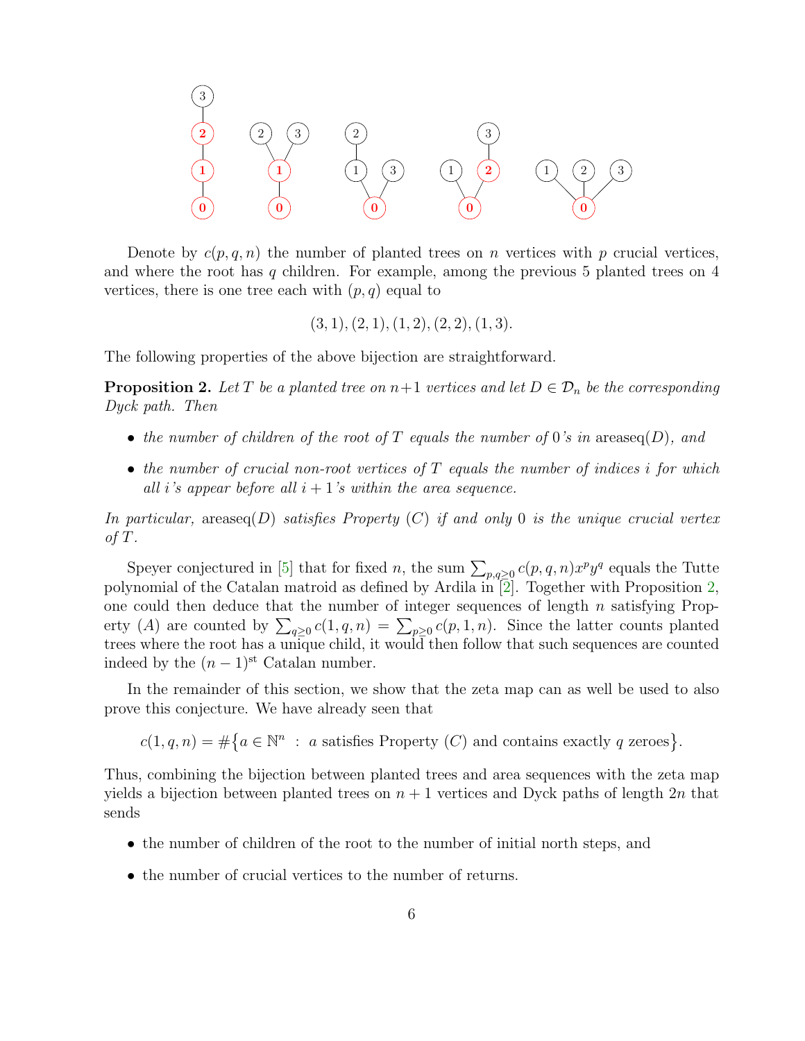Denote by $c(p, q, n)$ the number of planted trees on $n$ vertices with $p$ crucial vertices, and where the root has $q$ children. For example, among the previous 5 planted trees on 4 vertices, there is one tree each with $(p, q)$ equal to

$$(3, 1), (2, 1), (1, 2), (2, 2), (1, 3).$$

The following properties of the above bijection are straightforward.

**Proposition 2.** *Let $T$ be a planted tree on $n+1$ vertices and let $D \in \mathcal{D}_n$ be the corresponding Dyck path. Then*

- *the number of children of the root of $T$ equals the number of 0's in* $\operatorname{areaseq}(D)$*, and*
- *the number of crucial non-root vertices of $T$ equals the number of indices $i$ for which all $i$'s appear before all $i+1$'s within the area sequence.*

*In particular,* $\operatorname{areaseq}(D)$ *satisfies Property $(C)$ if and only 0 is the unique crucial vertex of $T$.*

Speyer conjectured in [5] that for fixed $n$, the sum $\sum_{p,q \geq 0} c(p, q, n) x^p y^q$ equals the Tutte polynomial of the Catalan matroid as defined by Ardila in [2]. Together with Proposition 2, one could then deduce that the number of integer sequences of length $n$ satisfying Property $(A)$ are counted by $\sum_{q \geq 0} c(1, q, n) = \sum_{p \geq 0} c(p, 1, n)$. Since the latter counts planted trees where the root has a unique child, it would then follow that such sequences are counted indeed by the $(n-1)^{\text{st}}$ Catalan number.

In the remainder of this section, we show that the zeta map can as well be used to also prove this conjecture. We have already seen that

$$c(1, q, n) = \#\{a \in \mathbb{N}^n \ : \ a \text{ satisfies Property } (C) \text{ and contains exactly } q \text{ zeroes}\}.$$

Thus, combining the bijection between planted trees and area sequences with the zeta map yields a bijection between planted trees on $n+1$ vertices and Dyck paths of length $2n$ that sends

- the number of children of the root to the number of initial north steps, and
- the number of crucial vertices to the number of returns.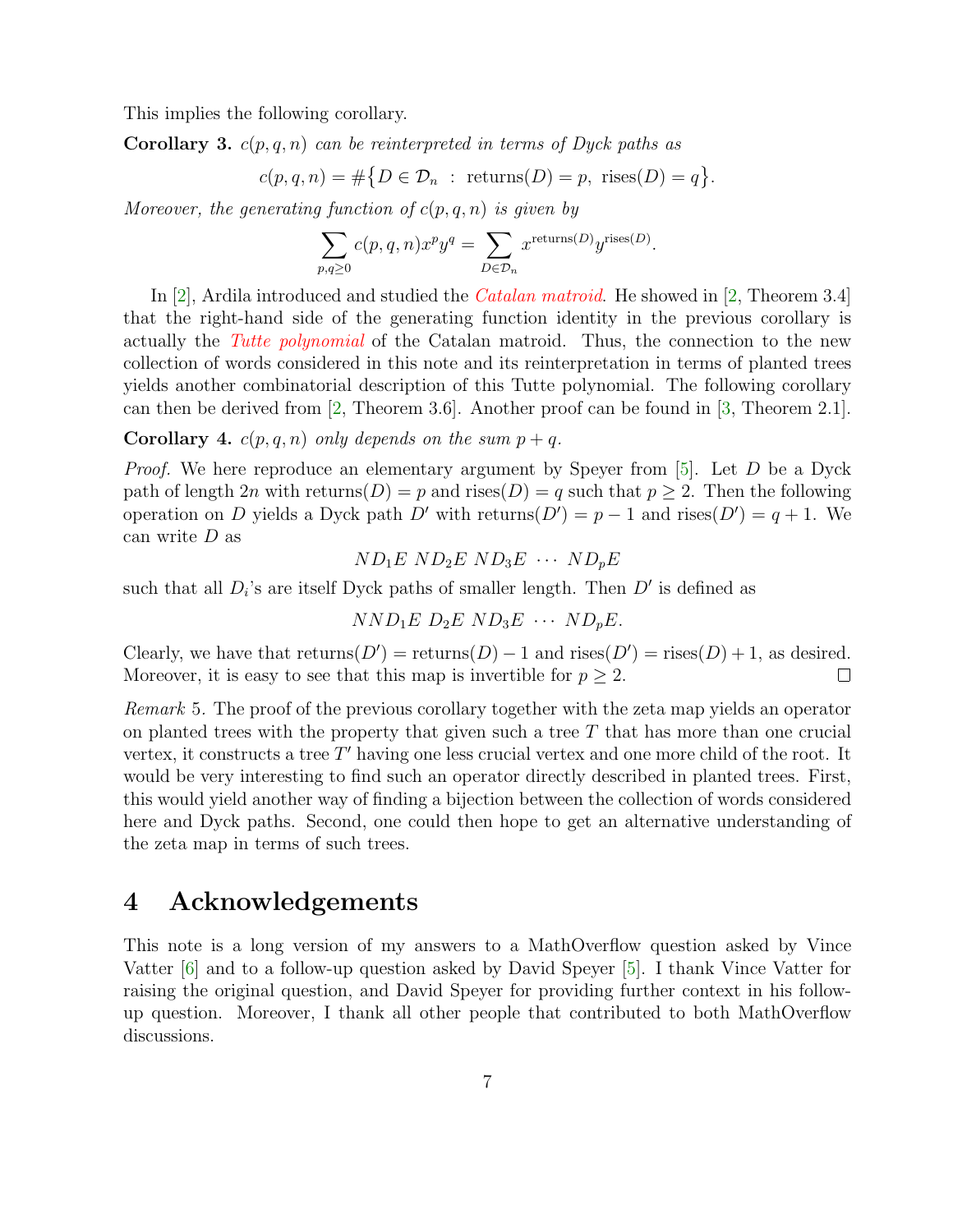This implies the following corollary.

**Corollary 3.** *$c(p, q, n)$ can be reinterpreted in terms of Dyck paths as*

$$c(p, q, n) = \#\{D \in \mathcal{D}_n \ : \ \text{returns}(D) = p, \ \text{rises}(D) = q\}.$$

*Moreover, the generating function of $c(p, q, n)$ is given by*

$$\sum_{p,q \geq 0} c(p, q, n) x^p y^q = \sum_{D \in \mathcal{D}_n} x^{\text{returns}(D)} y^{\text{rises}(D)}.$$

In [2], Ardila introduced and studied the *Catalan matroid*. He showed in [2, Theorem 3.4] that the right-hand side of the generating function identity in the previous corollary is actually the *Tutte polynomial* of the Catalan matroid. Thus, the connection to the new collection of words considered in this note and its reinterpretation in terms of planted trees yields another combinatorial description of this Tutte polynomial. The following corollary can then be derived from [2, Theorem 3.6]. Another proof can be found in [3, Theorem 2.1].

**Corollary 4.** *$c(p, q, n)$ only depends on the sum $p + q$.*

*Proof.* We here reproduce an elementary argument by Speyer from [5]. Let $D$ be a Dyck path of length $2n$ with $\text{returns}(D) = p$ and $\text{rises}(D) = q$ such that $p \geq 2$. Then the following operation on $D$ yields a Dyck path $D'$ with $\text{returns}(D') = p - 1$ and $\text{rises}(D') = q + 1$. We can write $D$ as

$$ND_1E \ ND_2E \ ND_3E \ \cdots \ ND_pE$$

such that all $D_i$'s are itself Dyck paths of smaller length. Then $D'$ is defined as

$$NND_1E \ D_2E \ ND_3E \ \cdots \ ND_pE.$$

Clearly, we have that $\text{returns}(D') = \text{returns}(D) - 1$ and $\text{rises}(D') = \text{rises}(D) + 1$, as desired. Moreover, it is easy to see that this map is invertible for $p \geq 2$. □

*Remark* 5. The proof of the previous corollary together with the zeta map yields an operator on planted trees with the property that given such a tree $T$ that has more than one crucial vertex, it constructs a tree $T'$ having one less crucial vertex and one more child of the root. It would be very interesting to find such an operator directly described in planted trees. First, this would yield another way of finding a bijection between the collection of words considered here and Dyck paths. Second, one could then hope to get an alternative understanding of the zeta map in terms of such trees.

# 4 Acknowledgements

This note is a long version of my answers to a MathOverflow question asked by Vince Vatter [6] and to a follow-up question asked by David Speyer [5]. I thank Vince Vatter for raising the original question, and David Speyer for providing further context in his follow-up question. Moreover, I thank all other people that contributed to both MathOverflow discussions.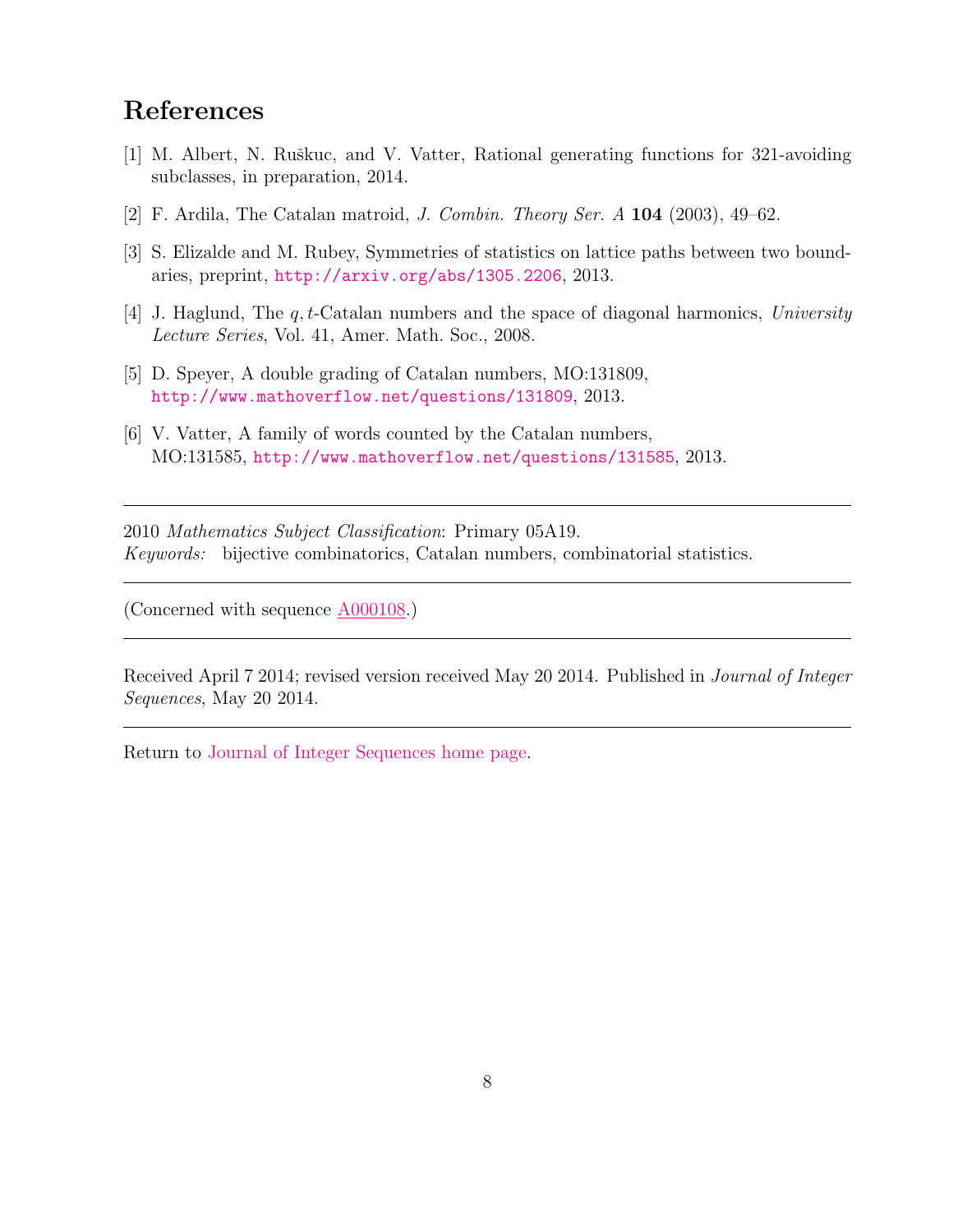## References

[1] M. Albert, N. Ruškuc, and V. Vatter, Rational generating functions for 321-avoiding subclasses, in preparation, 2014.

[2] F. Ardila, The Catalan matroid, *J. Combin. Theory Ser. A* **104** (2003), 49–62.

[3] S. Elizalde and M. Rubey, Symmetries of statistics on lattice paths between two boundaries, preprint, http://arxiv.org/abs/1305.2206, 2013.

[4] J. Haglund, The $q,t$-Catalan numbers and the space of diagonal harmonics, *University Lecture Series*, Vol. 41, Amer. Math. Soc., 2008.

[5] D. Speyer, A double grading of Catalan numbers, MO:131809, http://www.mathoverflow.net/questions/131809, 2013.

[6] V. Vatter, A family of words counted by the Catalan numbers, MO:131585, http://www.mathoverflow.net/questions/131585, 2013.

---

2010 *Mathematics Subject Classification*: Primary 05A19.
*Keywords:* bijective combinatorics, Catalan numbers, combinatorial statistics.

---

(Concerned with sequence A000108.)

---

Received April 7 2014; revised version received May 20 2014. Published in *Journal of Integer Sequences*, May 20 2014.

---

Return to Journal of Integer Sequences home page.